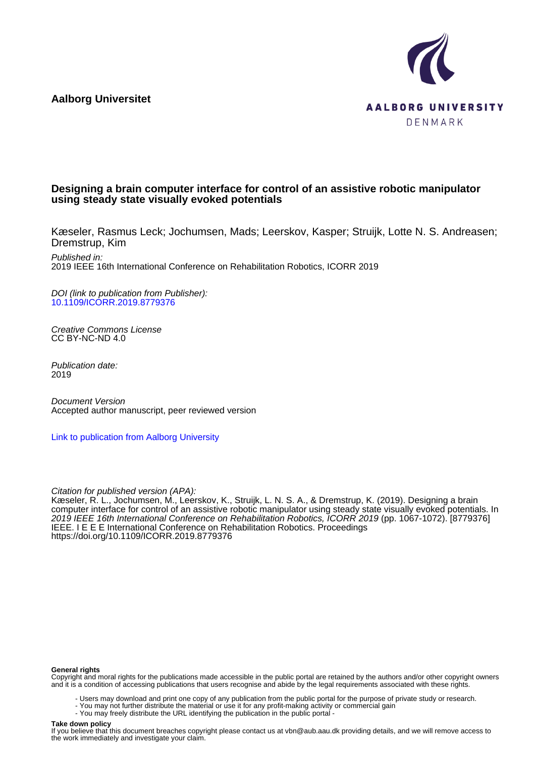**Aalborg Universitet**

AALBORG UNIVERSITY
DENMARK

### Designing a brain computer interface for control of an assistive robotic manipulator using steady state visually evoked potentials

Kæseler, Rasmus Leck; Jochumsen, Mads; Leerskov, Kasper; Struijk, Lotte N. S. Andreasen; Dremstrup, Kim

*Published in:*
2019 IEEE 16th International Conference on Rehabilitation Robotics, ICORR 2019

*DOI (link to publication from Publisher):*
[10.1109/ICORR.2019.8779376](https://doi.org/10.1109/ICORR.2019.8779376)

*Creative Commons License*
CC BY-NC-ND 4.0

*Publication date:*
2019

*Document Version*
Accepted author manuscript, peer reviewed version

[Link to publication from Aalborg University](#)

*Citation for published version (APA):*
Kæseler, R. L., Jochumsen, M., Leerskov, K., Struijk, L. N. S. A., & Dremstrup, K. (2019). Designing a brain computer interface for control of an assistive robotic manipulator using steady state visually evoked potentials. In *2019 IEEE 16th International Conference on Rehabilitation Robotics, ICORR 2019* (pp. 1067-1072). [8779376] IEEE. I E E E International Conference on Rehabilitation Robotics. Proceedings https://doi.org/10.1109/ICORR.2019.8779376

**General rights**
Copyright and moral rights for the publications made accessible in the public portal are retained by the authors and/or other copyright owners and it is a condition of accessing publications that users recognise and abide by the legal requirements associated with these rights.

- Users may download and print one copy of any publication from the public portal for the purpose of private study or research.
- You may not further distribute the material or use it for any profit-making activity or commercial gain
- You may freely distribute the URL identifying the publication in the public portal -

**Take down policy**
If you believe that this document breaches copyright please contact us at vbn@aub.aau.dk providing details, and we will remove access to the work immediately and investigate your claim.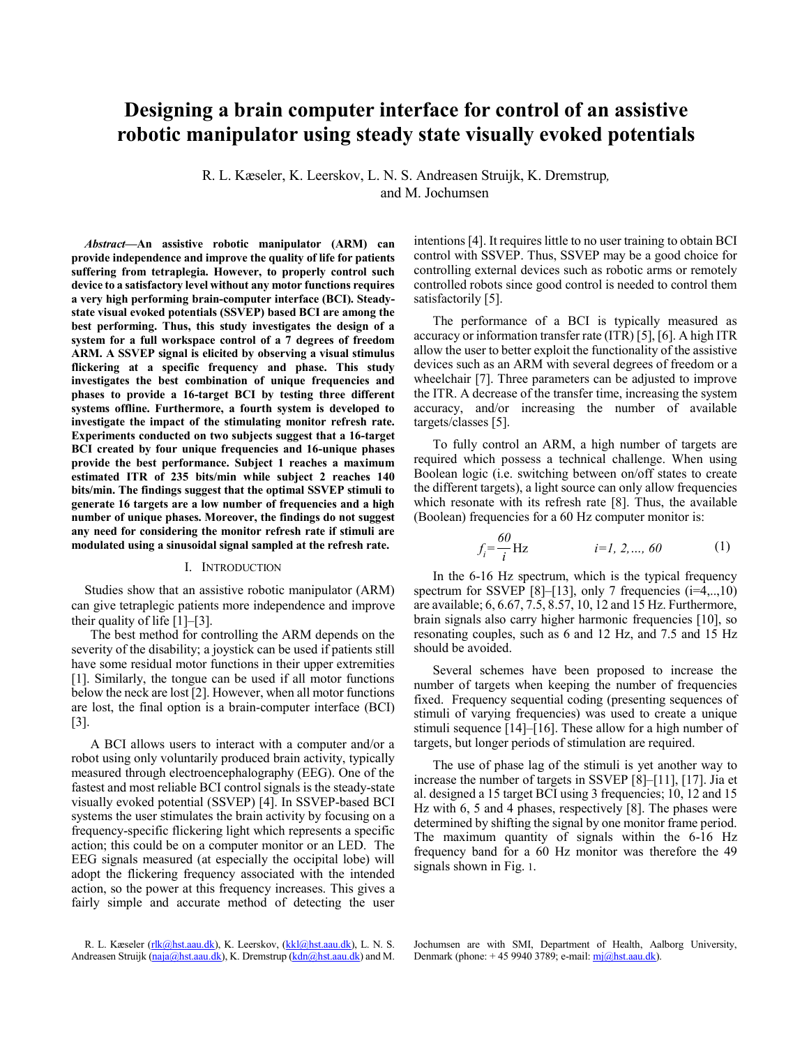# Designing a brain computer interface for control of an assistive robotic manipulator using steady state visually evoked potentials

R. L. Kæseler, K. Leerskov, L. N. S. Andreasen Struijk, K. Dremstrup, and M. Jochumsen

***Abstract*—An assistive robotic manipulator (ARM) can provide independence and improve the quality of life for patients suffering from tetraplegia. However, to properly control such device to a satisfactory level without any motor functions requires a very high performing brain-computer interface (BCI). Steady-state visual evoked potentials (SSVEP) based BCI are among the best performing. Thus, this study investigates the design of a system for a full workspace control of a 7 degrees of freedom ARM. A SSVEP signal is elicited by observing a visual stimulus flickering at a specific frequency and phase. This study investigates the best combination of unique frequencies and phases to provide a 16-target BCI by testing three different systems offline. Furthermore, a fourth system is developed to investigate the impact of the stimulating monitor refresh rate. Experiments conducted on two subjects suggest that a 16-target BCI created by four unique frequencies and 16-unique phases provide the best performance. Subject 1 reaches a maximum estimated ITR of 235 bits/min while subject 2 reaches 140 bits/min. The findings suggest that the optimal SSVEP stimuli to generate 16 targets are a low number of frequencies and a high number of unique phases. Moreover, the findings do not suggest any need for considering the monitor refresh rate if stimuli are modulated using a sinusoidal signal sampled at the refresh rate.**

## I. INTRODUCTION

Studies show that an assistive robotic manipulator (ARM) can give tetraplegic patients more independence and improve their quality of life [1]–[3].

The best method for controlling the ARM depends on the severity of the disability; a joystick can be used if patients still have some residual motor functions in their upper extremities [1]. Similarly, the tongue can be used if all motor functions below the neck are lost [2]. However, when all motor functions are lost, the final option is a brain-computer interface (BCI) [3].

A BCI allows users to interact with a computer and/or a robot using only voluntarily produced brain activity, typically measured through electroencephalography (EEG). One of the fastest and most reliable BCI control signals is the steady-state visually evoked potential (SSVEP) [4]. In SSVEP-based BCI systems the user stimulates the brain activity by focusing on a frequency-specific flickering light which represents a specific action; this could be on a computer monitor or an LED. The EEG signals measured (at especially the occipital lobe) will adopt the flickering frequency associated with the intended action, so the power at this frequency increases. This gives a fairly simple and accurate method of detecting the user intentions [4]. It requires little to no user training to obtain BCI control with SSVEP. Thus, SSVEP may be a good choice for controlling external devices such as robotic arms or remotely controlled robots since good control is needed to control them satisfactorily [5].

The performance of a BCI is typically measured as accuracy or information transfer rate (ITR) [5], [6]. A high ITR allow the user to better exploit the functionality of the assistive devices such as an ARM with several degrees of freedom or a wheelchair [7]. Three parameters can be adjusted to improve the ITR. A decrease of the transfer time, increasing the system accuracy, and/or increasing the number of available targets/classes [5].

To fully control an ARM, a high number of targets are required which possess a technical challenge. When using Boolean logic (i.e. switching between on/off states to create the different targets), a light source can only allow frequencies which resonate with its refresh rate [8]. Thus, the available (Boolean) frequencies for a 60 Hz computer monitor is:

$$f_i = \frac{60}{i}\,\text{Hz} \qquad\qquad i=1, 2, \ldots, 60 \tag{1}$$

In the 6-16 Hz spectrum, which is the typical frequency spectrum for SSVEP [8]–[13], only 7 frequencies (i=4,..,10) are available; 6, 6.67, 7.5, 8.57, 10, 12 and 15 Hz. Furthermore, brain signals also carry higher harmonic frequencies [10], so resonating couples, such as 6 and 12 Hz, and 7.5 and 15 Hz should be avoided.

Several schemes have been proposed to increase the number of targets when keeping the number of frequencies fixed. Frequency sequential coding (presenting sequences of stimuli of varying frequencies) was used to create a unique stimuli sequence [14]–[16]. These allow for a high number of targets, but longer periods of stimulation are required.

The use of phase lag of the stimuli is yet another way to increase the number of targets in SSVEP [8]–[11], [17]. Jia et al. designed a 15 target BCI using 3 frequencies; 10, 12 and 15 Hz with 6, 5 and 4 phases, respectively [8]. The phases were determined by shifting the signal by one monitor frame period. The maximum quantity of signals within the 6-16 Hz frequency band for a 60 Hz monitor was therefore the 49 signals shown in Fig. 1.

R. L. Kæseler (rlk@hst.aau.dk), K. Leerskov, (kkl@hst.aau.dk), L. N. S. Andreasen Struijk (naja@hst.aau.dk), K. Dremstrup (kdn@hst.aau.dk) and M. Jochumsen are with SMI, Department of Health, Aalborg University, Denmark (phone: + 45 9940 3789; e-mail: mj@hst.aau.dk).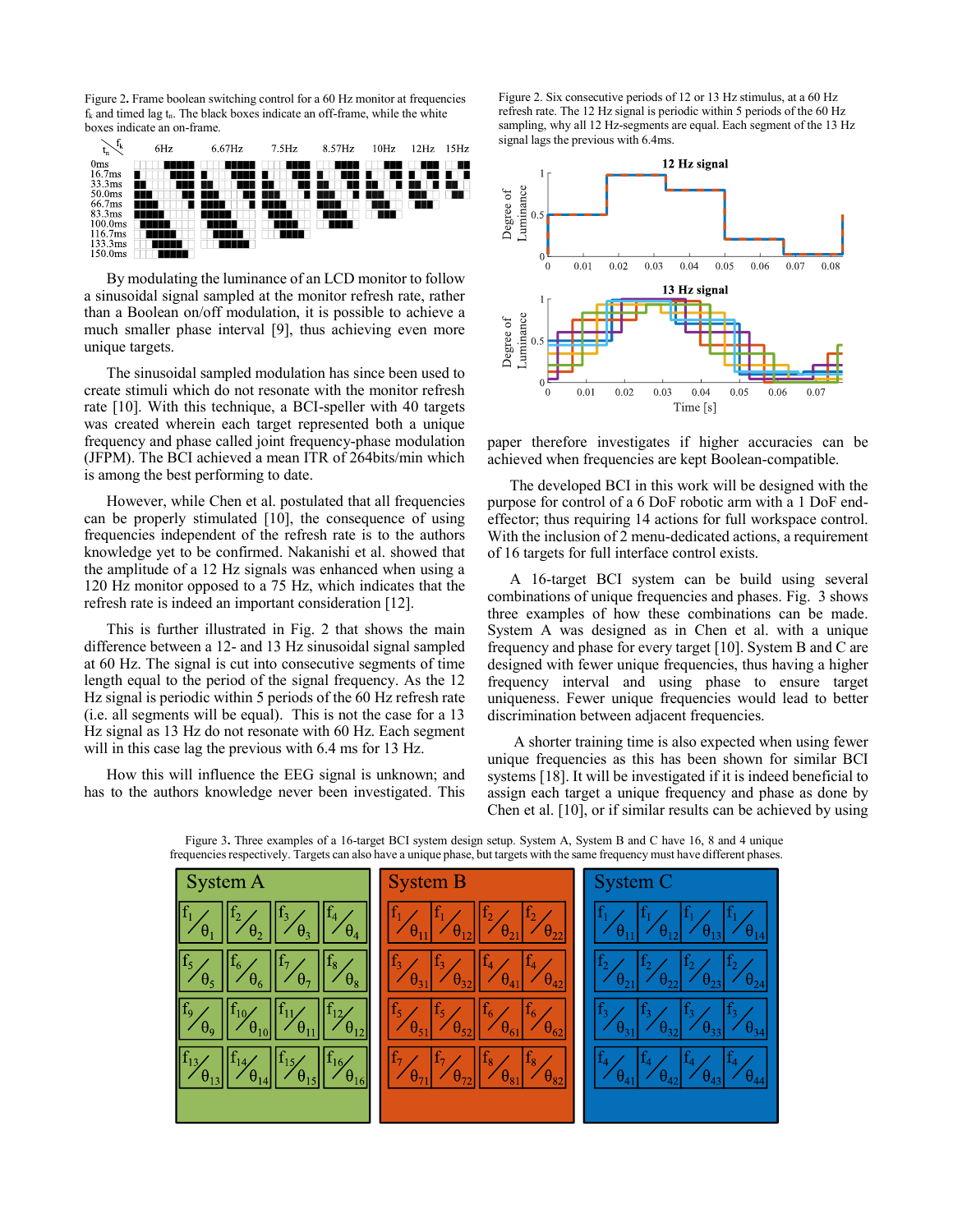Figure 2. Frame boolean switching control for a 60 Hz monitor at frequencies $f_k$ and timed lag $t_n$. The black boxes indicate an off-frame, while the white boxes indicate an on-frame.

By modulating the luminance of an LCD monitor to follow a sinusoidal signal sampled at the monitor refresh rate, rather than a Boolean on/off modulation, it is possible to achieve a much smaller phase interval [9], thus achieving even more unique targets.

The sinusoidal sampled modulation has since been used to create stimuli which do not resonate with the monitor refresh rate [10]. With this technique, a BCI-speller with 40 targets was created wherein each target represented both a unique frequency and phase called joint frequency-phase modulation (JFPM). The BCI achieved a mean ITR of 264bits/min which is among the best performing to date.

However, while Chen et al. postulated that all frequencies can be properly stimulated [10], the consequence of using frequencies independent of the refresh rate is to the authors knowledge yet to be confirmed. Nakanishi et al. showed that the amplitude of a 12 Hz signals was enhanced when using a 120 Hz monitor opposed to a 75 Hz, which indicates that the refresh rate is indeed an important consideration [12].

This is further illustrated in Fig. 2 that shows the main difference between a 12- and 13 Hz sinusoidal signal sampled at 60 Hz. The signal is cut into consecutive segments of time length equal to the period of the signal frequency. As the 12 Hz signal is periodic within 5 periods of the 60 Hz refresh rate (i.e. all segments will be equal). This is not the case for a 13 Hz signal as 13 Hz do not resonate with 60 Hz. Each segment will in this case lag the previous with 6.4 ms for 13 Hz.

How this will influence the EEG signal is unknown; and has to the authors knowledge never been investigated. This paper therefore investigates if higher accuracies can be achieved when frequencies are kept Boolean-compatible.

Figure 2. Six consecutive periods of 12 or 13 Hz stimulus, at a 60 Hz refresh rate. The 12 Hz signal is periodic within 5 periods of the 60 Hz sampling, why all 12 Hz-segments are equal. Each segment of the 13 Hz signal lags the previous with 6.4ms.

The developed BCI in this work will be designed with the purpose for control of a 6 DoF robotic arm with a 1 DoF end-effector; thus requiring 14 actions for full workspace control. With the inclusion of 2 menu-dedicated actions, a requirement of 16 targets for full interface control exists.

A 16-target BCI system can be build using several combinations of unique frequencies and phases. Fig. 3 shows three examples of how these combinations can be made. System A was designed as in Chen et al. with a unique frequency and phase for every target [10]. System B and C are designed with fewer unique frequencies, thus having a higher frequency interval and using phase to ensure target uniqueness. Fewer unique frequencies would lead to better discrimination between adjacent frequencies.

A shorter training time is also expected when using fewer unique frequencies as this has been shown for similar BCI systems [18]. It will be investigated if it is indeed beneficial to assign each target a unique frequency and phase as done by Chen et al. [10], or if similar results can be achieved by using

Figure 3. Three examples of a 16-target BCI system design setup. System A, System B and C have 16, 8 and 4 unique frequencies respectively. Targets can also have a unique phase, but targets with the same frequency must have different phases.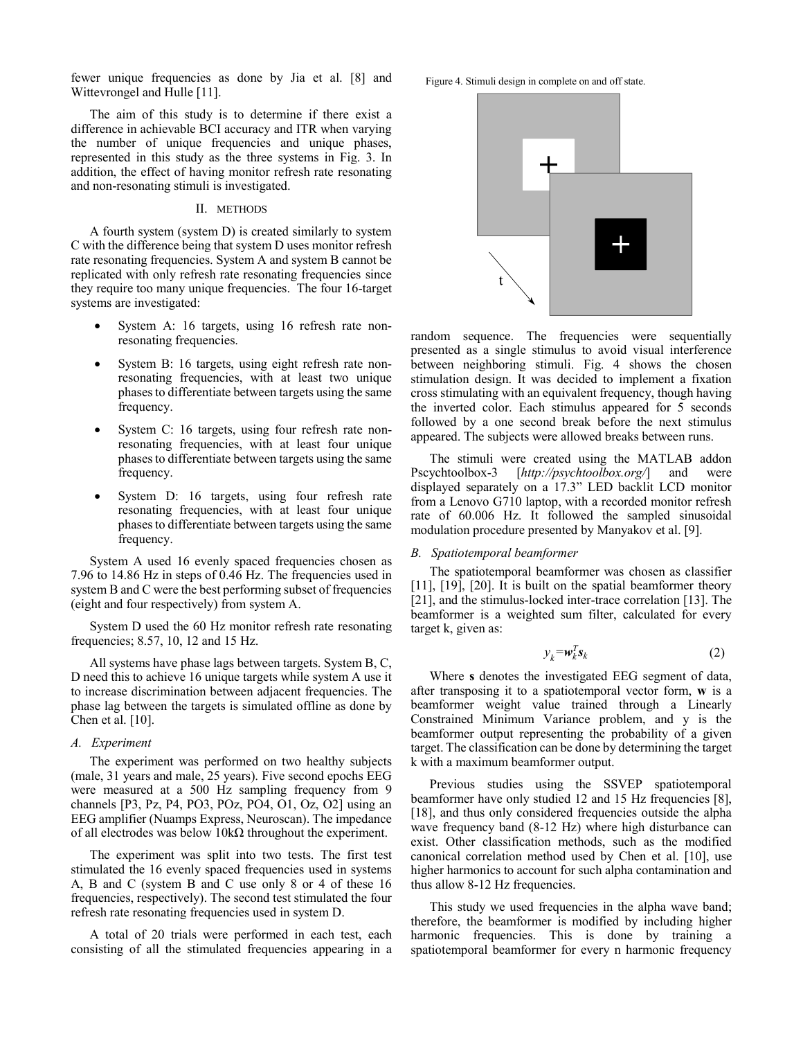fewer unique frequencies as done by Jia et al. [8] and Wittevrongel and Hulle [11].

The aim of this study is to determine if there exist a difference in achievable BCI accuracy and ITR when varying the number of unique frequencies and unique phases, represented in this study as the three systems in Fig. 3. In addition, the effect of having monitor refresh rate resonating and non-resonating stimuli is investigated.

## II. Methods

A fourth system (system D) is created similarly to system C with the difference being that system D uses monitor refresh rate resonating frequencies. System A and system B cannot be replicated with only refresh rate resonating frequencies since they require too many unique frequencies. The four 16-target systems are investigated:

- System A: 16 targets, using 16 refresh rate non-resonating frequencies.
- System B: 16 targets, using eight refresh rate non-resonating frequencies, with at least two unique phases to differentiate between targets using the same frequency.
- System C: 16 targets, using four refresh rate non-resonating frequencies, with at least four unique phases to differentiate between targets using the same frequency.
- System D: 16 targets, using four refresh rate resonating frequencies, with at least four unique phases to differentiate between targets using the same frequency.

System A used 16 evenly spaced frequencies chosen as 7.96 to 14.86 Hz in steps of 0.46 Hz. The frequencies used in system B and C were the best performing subset of frequencies (eight and four respectively) from system A.

System D used the 60 Hz monitor refresh rate resonating frequencies; 8.57, 10, 12 and 15 Hz.

All systems have phase lags between targets. System B, C, D need this to achieve 16 unique targets while system A use it to increase discrimination between adjacent frequencies. The phase lag between the targets is simulated offline as done by Chen et al. [10].

### *A. Experiment*

The experiment was performed on two healthy subjects (male, 31 years and male, 25 years). Five second epochs EEG were measured at a 500 Hz sampling frequency from 9 channels [P3, Pz, P4, PO3, POz, PO4, O1, Oz, O2] using an EEG amplifier (Nuamps Express, Neuroscan). The impedance of all electrodes was below 10kΩ throughout the experiment.

The experiment was split into two tests. The first test stimulated the 16 evenly spaced frequencies used in systems A, B and C (system B and C use only 8 or 4 of these 16 frequencies, respectively). The second test stimulated the four refresh rate resonating frequencies used in system D.

A total of 20 trials were performed in each test, each consisting of all the stimulated frequencies appearing in a random sequence. The frequencies were sequentially presented as a single stimulus to avoid visual interference between neighboring stimuli. Fig. 4 shows the chosen stimulation design. It was decided to implement a fixation cross stimulating with an equivalent frequency, though having the inverted color. Each stimulus appeared for 5 seconds followed by a one second break before the next stimulus appeared. The subjects were allowed breaks between runs.

Figure 4. Stimuli design in complete on and off state.

The stimuli were created using the MATLAB addon Pscychtoolbox-3 [*http://psychtoolbox.org/*] and were displayed separately on a 17.3" LED backlit LCD monitor from a Lenovo G710 laptop, with a recorded monitor refresh rate of 60.006 Hz. It followed the sampled sinusoidal modulation procedure presented by Manyakov et al. [9].

### *B. Spatiotemporal beamformer*

The spatiotemporal beamformer was chosen as classifier [11], [19], [20]. It is built on the spatial beamformer theory [21], and the stimulus-locked inter-trace correlation [13]. The beamformer is a weighted sum filter, calculated for every target k, given as:

$$y_k = \mathbf{w}_k^T \mathbf{s}_k \tag{2}$$

Where **s** denotes the investigated EEG segment of data, after transposing it to a spatiotemporal vector form, **w** is a beamformer weight value trained through a Linearly Constrained Minimum Variance problem, and y is the beamformer output representing the probability of a given target. The classification can be done by determining the target k with a maximum beamformer output.

Previous studies using the SSVEP spatiotemporal beamformer have only studied 12 and 15 Hz frequencies [8], [18], and thus only considered frequencies outside the alpha wave frequency band (8-12 Hz) where high disturbance can exist. Other classification methods, such as the modified canonical correlation method used by Chen et al. [10], use higher harmonics to account for such alpha contamination and thus allow 8-12 Hz frequencies.

This study we used frequencies in the alpha wave band; therefore, the beamformer is modified by including higher harmonic frequencies. This is done by training a spatiotemporal beamformer for every n harmonic frequency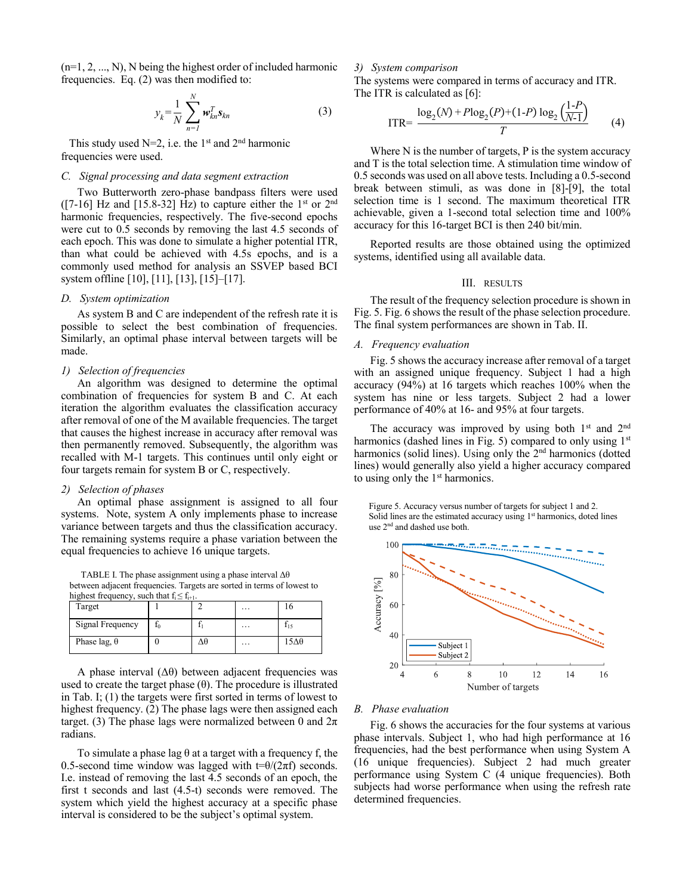(n=1, 2, ..., N), N being the highest order of included harmonic frequencies. Eq. (2) was then modified to:

$$y_k = \frac{1}{N}\sum_{n=1}^{N} \boldsymbol{w}_{kn}^T \boldsymbol{s}_{kn} \qquad (3)$$

This study used N=2, i.e. the 1st and 2nd harmonic frequencies were used.

### C. Signal processing and data segment extraction

Two Butterworth zero-phase bandpass filters were used ([7-16] Hz and [15.8-32] Hz) to capture either the 1st or 2nd harmonic frequencies, respectively. The five-second epochs were cut to 0.5 seconds by removing the last 4.5 seconds of each epoch. This was done to simulate a higher potential ITR, than what could be achieved with 4.5s epochs, and is a commonly used method for analysis an SSVEP based BCI system offline [10], [11], [13], [15]–[17].

### D. System optimization

As system B and C are independent of the refresh rate it is possible to select the best combination of frequencies. Similarly, an optimal phase interval between targets will be made.

#### 1) Selection of frequencies

An algorithm was designed to determine the optimal combination of frequencies for system B and C. At each iteration the algorithm evaluates the classification accuracy after removal of one of the M available frequencies. The target that causes the highest increase in accuracy after removal was then permanently removed. Subsequently, the algorithm was recalled with M-1 targets. This continues until only eight or four targets remain for system B or C, respectively.

#### 2) Selection of phases

An optimal phase assignment is assigned to all four systems. Note, system A only implements phase to increase variance between targets and thus the classification accuracy. The remaining systems require a phase variation between the equal frequencies to achieve 16 unique targets.

TABLE I. The phase assignment using a phase interval $\Delta\theta$ between adjacent frequencies. Targets are sorted in terms of lowest to highest frequency, such that $f_i \leq f_{i+1}$.

| Target | 1 | 2 | … | 16 |
|---|---|---|---|---|
| Signal Frequency | $f_0$ | $f_1$ | … | $f_{15}$ |
| Phase lag, θ | 0 | $\Delta\theta$ | … | $15\Delta\theta$ |

A phase interval ($\Delta\theta$) between adjacent frequencies was used to create the target phase ($\theta$). The procedure is illustrated in Tab. I; (1) the targets were first sorted in terms of lowest to highest frequency. (2) The phase lags were then assigned each target. (3) The phase lags were normalized between 0 and $2\pi$ radians.

To simulate a phase lag $\theta$ at a target with a frequency f, the 0.5-second time window was lagged with $t=\theta/(2\pi f)$ seconds. I.e. instead of removing the last 4.5 seconds of an epoch, the first t seconds and last (4.5-t) seconds were removed. The system which yield the highest accuracy at a specific phase interval is considered to be the subject's optimal system.

#### 3) System comparison

The systems were compared in terms of accuracy and ITR. The ITR is calculated as [6]:

$$\text{ITR} = \frac{\log_2(N) + P\log_2(P) + (1\text{-}P)\log_2\left(\frac{1\text{-}P}{N\text{-}1}\right)}{T} \qquad (4)$$

Where N is the number of targets, P is the system accuracy and T is the total selection time. A stimulation time window of 0.5 seconds was used on all above tests. Including a 0.5-second break between stimuli, as was done in [8]-[9], the total selection time is 1 second. The maximum theoretical ITR achievable, given a 1-second total selection time and 100% accuracy for this 16-target BCI is then 240 bit/min.

Reported results are those obtained using the optimized systems, identified using all available data.

## III. Results

The result of the frequency selection procedure is shown in Fig. 5. Fig. 6 shows the result of the phase selection procedure. The final system performances are shown in Tab. II.

### A. Frequency evaluation

Fig. 5 shows the accuracy increase after removal of a target with an assigned unique frequency. Subject 1 had a high accuracy (94%) at 16 targets which reaches 100% when the system has nine or less targets. Subject 2 had a lower performance of 40% at 16- and 95% at four targets.

The accuracy was improved by using both 1st and 2nd harmonics (dashed lines in Fig. 5) compared to only using 1st harmonics (solid lines). Using only the 2nd harmonics (dotted lines) would generally also yield a higher accuracy compared to using only the 1st harmonics.

Figure 5. Accuracy versus number of targets for subject 1 and 2. Solid lines are the estimated accuracy using 1st harmonics, doted lines use 2nd and dashed use both.

### B. Phase evaluation

Fig. 6 shows the accuracies for the four systems at various phase intervals. Subject 1, who had high performance at 16 frequencies, had the best performance when using System A (16 unique frequencies). Subject 2 had much greater performance using System C (4 unique frequencies). Both subjects had worse performance when using the refresh rate determined frequencies.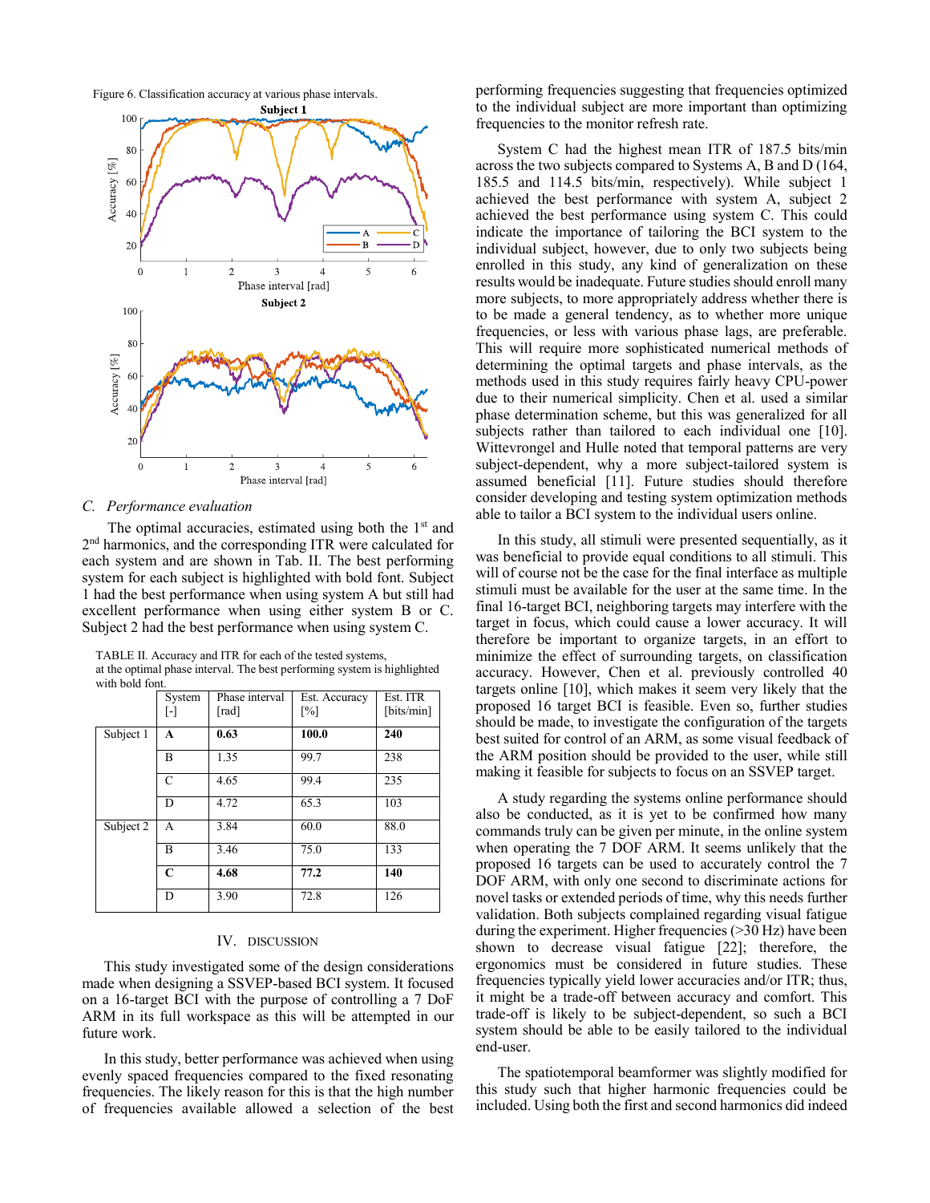Figure 6. Classification accuracy at various phase intervals.

### C. Performance evaluation

The optimal accuracies, estimated using both the 1st and 2nd harmonics, and the corresponding ITR were calculated for each system and are shown in Tab. II. The best performing system for each subject is highlighted with bold font. Subject 1 had the best performance when using system A but still had excellent performance when using either system B or C. Subject 2 had the best performance when using system C.

TABLE II. Accuracy and ITR for each of the tested systems, at the optimal phase interval. The best performing system is highlighted with bold font.

| | System [-] | Phase interval [rad] | Est. Accuracy [%] | Est. ITR [bits/min] |
|---|---|---|---|---|
| Subject 1 | **A** | **0.63** | **100.0** | **240** |
| | B | 1.35 | 99.7 | 238 |
| | C | 4.65 | 99.4 | 235 |
| | D | 4.72 | 65.3 | 103 |
| Subject 2 | A | 3.84 | 60.0 | 88.0 |
| | B | 3.46 | 75.0 | 133 |
| | **C** | **4.68** | **77.2** | **140** |
| | D | 3.90 | 72.8 | 126 |

## IV. Discussion

This study investigated some of the design considerations made when designing a SSVEP-based BCI system. It focused on a 16-target BCI with the purpose of controlling a 7 DoF ARM in its full workspace as this will be attempted in our future work.

In this study, better performance was achieved when using evenly spaced frequencies compared to the fixed resonating frequencies. The likely reason for this is that the high number of frequencies available allowed a selection of the best performing frequencies suggesting that frequencies optimized to the individual subject are more important than optimizing frequencies to the monitor refresh rate.

System C had the highest mean ITR of 187.5 bits/min across the two subjects compared to Systems A, B and D (164, 185.5 and 114.5 bits/min, respectively). While subject 1 achieved the best performance with system A, subject 2 achieved the best performance using system C. This could indicate the importance of tailoring the BCI system to the individual subject, however, due to only two subjects being enrolled in this study, any kind of generalization on these results would be inadequate. Future studies should enroll many more subjects, to more appropriately address whether there is to be made a general tendency, as to whether more unique frequencies, or less with various phase lags, are preferable. This will require more sophisticated numerical methods of determining the optimal targets and phase intervals, as the methods used in this study requires fairly heavy CPU-power due to their numerical simplicity. Chen et al. used a similar phase determination scheme, but this was generalized for all subjects rather than tailored to each individual one [10]. Wittevrongel and Hulle noted that temporal patterns are very subject-dependent, why a more subject-tailored system is assumed beneficial [11]. Future studies should therefore consider developing and testing system optimization methods able to tailor a BCI system to the individual users online.

In this study, all stimuli were presented sequentially, as it was beneficial to provide equal conditions to all stimuli. This will of course not be the case for the final interface as multiple stimuli must be available for the user at the same time. In the final 16-target BCI, neighboring targets may interfere with the target in focus, which could cause a lower accuracy. It will therefore be important to organize targets, in an effort to minimize the effect of surrounding targets, on classification accuracy. However, Chen et al. previously controlled 40 targets online [10], which makes it seem very likely that the proposed 16 target BCI is feasible. Even so, further studies should be made, to investigate the configuration of the targets best suited for control of an ARM, as some visual feedback of the ARM position should be provided to the user, while still making it feasible for subjects to focus on an SSVEP target.

A study regarding the systems online performance should also be conducted, as it is yet to be confirmed how many commands truly can be given per minute, in the online system when operating the 7 DOF ARM. It seems unlikely that the proposed 16 targets can be used to accurately control the 7 DOF ARM, with only one second to discriminate actions for novel tasks or extended periods of time, why this needs further validation. Both subjects complained regarding visual fatigue during the experiment. Higher frequencies (>30 Hz) have been shown to decrease visual fatigue [22]; therefore, the ergonomics must be considered in future studies. These frequencies typically yield lower accuracies and/or ITR; thus, it might be a trade-off between accuracy and comfort. This trade-off is likely to be subject-dependent, so such a BCI system should be able to be easily tailored to the individual end-user.

The spatiotemporal beamformer was slightly modified for this study such that higher harmonic frequencies could be included. Using both the first and second harmonics did indeed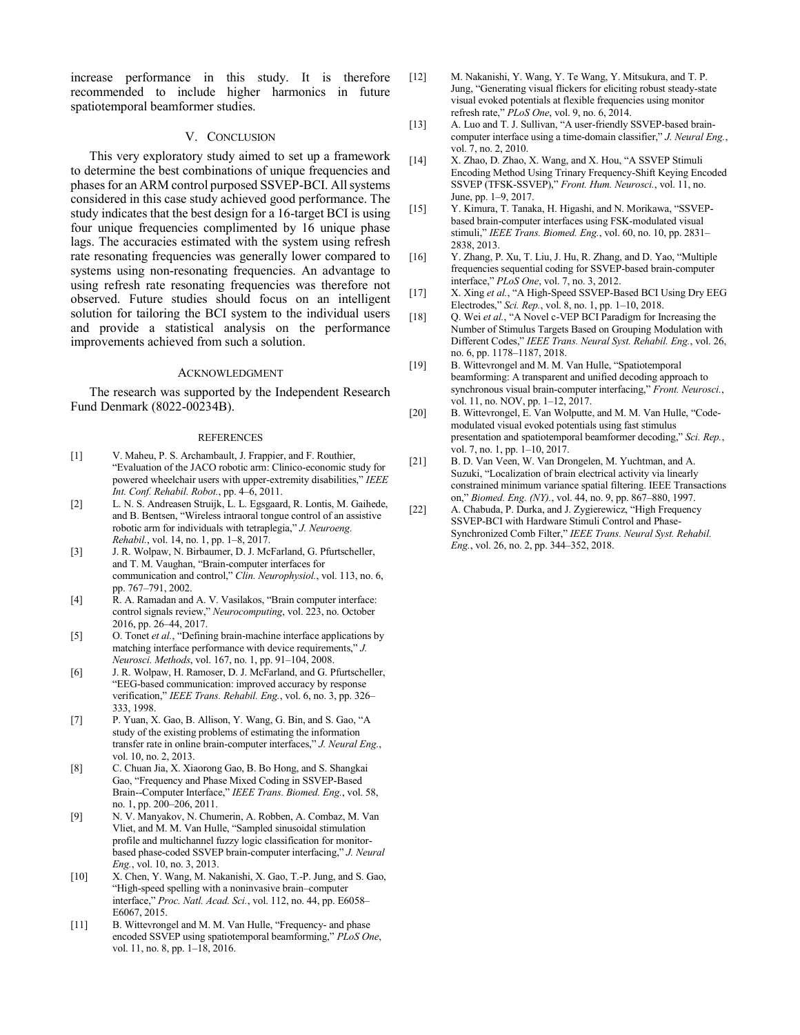increase performance in this study. It is therefore recommended to include higher harmonics in future spatiotemporal beamformer studies.

## V. Conclusion

This very exploratory study aimed to set up a framework to determine the best combinations of unique frequencies and phases for an ARM control purposed SSVEP-BCI. All systems considered in this case study achieved good performance. The study indicates that the best design for a 16-target BCI is using four unique frequencies complimented by 16 unique phase lags. The accuracies estimated with the system using refresh rate resonating frequencies was generally lower compared to systems using non-resonating frequencies. An advantage to using refresh rate resonating frequencies was therefore not observed. Future studies should focus on an intelligent solution for tailoring the BCI system to the individual users and provide a statistical analysis on the performance improvements achieved from such a solution.

## Acknowledgment

The research was supported by the Independent Research Fund Denmark (8022-00234B).

## References

[1] V. Maheu, P. S. Archambault, J. Frappier, and F. Routhier, "Evaluation of the JACO robotic arm: Clinico-economic study for powered wheelchair users with upper-extremity disabilities," *IEEE Int. Conf. Rehabil. Robot.*, pp. 4–6, 2011.

[2] L. N. S. Andreasen Struijk, L. L. Egsgaard, R. Lontis, M. Gaihede, and B. Bentsen, "Wireless intraoral tongue control of an assistive robotic arm for individuals with tetraplegia," *J. Neuroeng. Rehabil.*, vol. 14, no. 1, pp. 1–8, 2017.

[3] J. R. Wolpaw, N. Birbaumer, D. J. McFarland, G. Pfurtscheller, and T. M. Vaughan, "Brain-computer interfaces for communication and control," *Clin. Neurophysiol.*, vol. 113, no. 6, pp. 767–791, 2002.

[4] R. A. Ramadan and A. V. Vasilakos, "Brain computer interface: control signals review," *Neurocomputing*, vol. 223, no. October 2016, pp. 26–44, 2017.

[5] O. Tonet *et al.*, "Defining brain-machine interface applications by matching interface performance with device requirements," *J. Neurosci. Methods*, vol. 167, no. 1, pp. 91–104, 2008.

[6] J. R. Wolpaw, H. Ramoser, D. J. McFarland, and G. Pfurtscheller, "EEG-based communication: improved accuracy by response verification," *IEEE Trans. Rehabil. Eng.*, vol. 6, no. 3, pp. 326–333, 1998.

[7] P. Yuan, X. Gao, B. Allison, Y. Wang, G. Bin, and S. Gao, "A study of the existing problems of estimating the information transfer rate in online brain-computer interfaces," *J. Neural Eng.*, vol. 10, no. 2, 2013.

[8] C. Chuan Jia, X. Xiaorong Gao, B. Bo Hong, and S. Shangkai Gao, "Frequency and Phase Mixed Coding in SSVEP-Based Brain--Computer Interface," *IEEE Trans. Biomed. Eng.*, vol. 58, no. 1, pp. 200–206, 2011.

[9] N. V. Manyakov, N. Chumerin, A. Robben, A. Combaz, M. Van Vliet, and M. M. Van Hulle, "Sampled sinusoidal stimulation profile and multichannel fuzzy logic classification for monitor-based phase-coded SSVEP brain-computer interfacing," *J. Neural Eng.*, vol. 10, no. 3, 2013.

[10] X. Chen, Y. Wang, M. Nakanishi, X. Gao, T.-P. Jung, and S. Gao, "High-speed spelling with a noninvasive brain–computer interface," *Proc. Natl. Acad. Sci.*, vol. 112, no. 44, pp. E6058–E6067, 2015.

[11] B. Wittevrongel and M. M. Van Hulle, "Frequency- and phase encoded SSVEP using spatiotemporal beamforming," *PLoS One*, vol. 11, no. 8, pp. 1–18, 2016.

[12] M. Nakanishi, Y. Wang, Y. Te Wang, Y. Mitsukura, and T. P. Jung, "Generating visual flickers for eliciting robust steady-state visual evoked potentials at flexible frequencies using monitor refresh rate," *PLoS One*, vol. 9, no. 6, 2014.

[13] A. Luo and T. J. Sullivan, "A user-friendly SSVEP-based brain-computer interface using a time-domain classifier," *J. Neural Eng.*, vol. 7, no. 2, 2010.

[14] X. Zhao, D. Zhao, X. Wang, and X. Hou, "A SSVEP Stimuli Encoding Method Using Trinary Frequency-Shift Keying Encoded SSVEP (TFSK-SSVEP)," *Front. Hum. Neurosci.*, vol. 11, no. June, pp. 1–9, 2017.

[15] Y. Kimura, T. Tanaka, H. Higashi, and N. Morikawa, "SSVEP-based brain-computer interfaces using FSK-modulated visual stimuli," *IEEE Trans. Biomed. Eng.*, vol. 60, no. 10, pp. 2831–2838, 2013.

[16] Y. Zhang, P. Xu, T. Liu, J. Hu, R. Zhang, and D. Yao, "Multiple frequencies sequential coding for SSVEP-based brain-computer interface," *PLoS One*, vol. 7, no. 3, 2012.

[17] X. Xing *et al.*, "A High-Speed SSVEP-Based BCI Using Dry EEG Electrodes," *Sci. Rep.*, vol. 8, no. 1, pp. 1–10, 2018.

[18] Q. Wei *et al.*, "A Novel c-VEP BCI Paradigm for Increasing the Number of Stimulus Targets Based on Grouping Modulation with Different Codes," *IEEE Trans. Neural Syst. Rehabil. Eng.*, vol. 26, no. 6, pp. 1178–1187, 2018.

[19] B. Wittevrongel and M. M. Van Hulle, "Spatiotemporal beamforming: A transparent and unified decoding approach to synchronous visual brain-computer interfacing," *Front. Neurosci.*, vol. 11, no. NOV, pp. 1–12, 2017.

[20] B. Wittevrongel, E. Van Wolputte, and M. M. Van Hulle, "Code-modulated visual evoked potentials using fast stimulus presentation and spatiotemporal beamformer decoding," *Sci. Rep.*, vol. 7, no. 1, pp. 1–10, 2017.

[21] B. D. Van Veen, W. Van Drongelen, M. Yuchtman, and A. Suzuki, "Localization of brain electrical activity via linearly constrained minimum variance spatial filtering. IEEE Transactions on," *Biomed. Eng. (NY).*, vol. 44, no. 9, pp. 867–880, 1997.

[22] A. Chabuda, P. Durka, and J. Zygierewicz, "High Frequency SSVEP-BCI with Hardware Stimuli Control and Phase-Synchronized Comb Filter," *IEEE Trans. Neural Syst. Rehabil. Eng.*, vol. 26, no. 2, pp. 344–352, 2018.